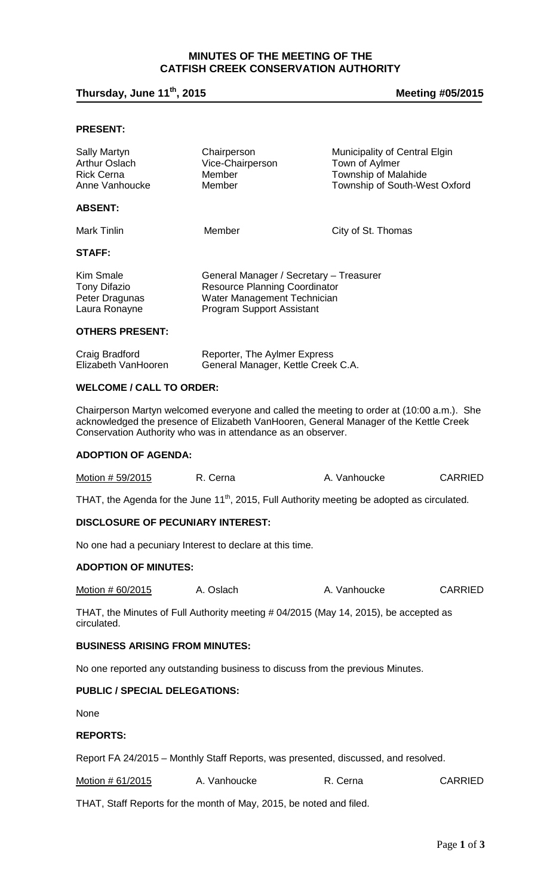# MINUTES OF THE MEETING OF THE CATFISH CREEK CONSERVATION AUTHORITY

**Thursday, June 11th, 2015** **Meeting #05/2015**

### PRESENT:

| | | |
|---|---|---|
| Sally Martyn | Chairperson | Municipality of Central Elgin |
| Arthur Oslach | Vice-Chairperson | Town of Aylmer |
| Rick Cerna | Member | Township of Malahide |
| Anne Vanhoucke | Member | Township of South-West Oxford |

### ABSENT:

| | | |
|---|---|---|
| Mark Tinlin | Member | City of St. Thomas |

### STAFF:

| | |
|---|---|
| Kim Smale | General Manager / Secretary – Treasurer |
| Tony Difazio | Resource Planning Coordinator |
| Peter Dragunas | Water Management Technician |
| Laura Ronayne | Program Support Assistant |

### OTHERS PRESENT:

| | |
|---|---|
| Craig Bradford | Reporter, The Aylmer Express |
| Elizabeth VanHooren | General Manager, Kettle Creek C.A. |

### WELCOME / CALL TO ORDER:

Chairperson Martyn welcomed everyone and called the meeting to order at (10:00 a.m.). She acknowledged the presence of Elizabeth VanHooren, General Manager of the Kettle Creek Conservation Authority who was in attendance as an observer.

### ADOPTION OF AGENDA:

| | | | |
|---|---|---|---|
| Motion # 59/2015 | R. Cerna | A. Vanhoucke | CARRIED |

THAT, the Agenda for the June 11th, 2015, Full Authority meeting be adopted as circulated.

### DISCLOSURE OF PECUNIARY INTEREST:

No one had a pecuniary Interest to declare at this time.

### ADOPTION OF MINUTES:

| | | | |
|---|---|---|---|
| Motion # 60/2015 | A. Oslach | A. Vanhoucke | CARRIED |

THAT, the Minutes of Full Authority meeting # 04/2015 (May 14, 2015), be accepted as circulated.

### BUSINESS ARISING FROM MINUTES:

No one reported any outstanding business to discuss from the previous Minutes.

### PUBLIC / SPECIAL DELEGATIONS:

None

### REPORTS:

Report FA 24/2015 – Monthly Staff Reports, was presented, discussed, and resolved.

| | | | |
|---|---|---|---|
| Motion # 61/2015 | A. Vanhoucke | R. Cerna | CARRIED |

THAT, Staff Reports for the month of May, 2015, be noted and filed.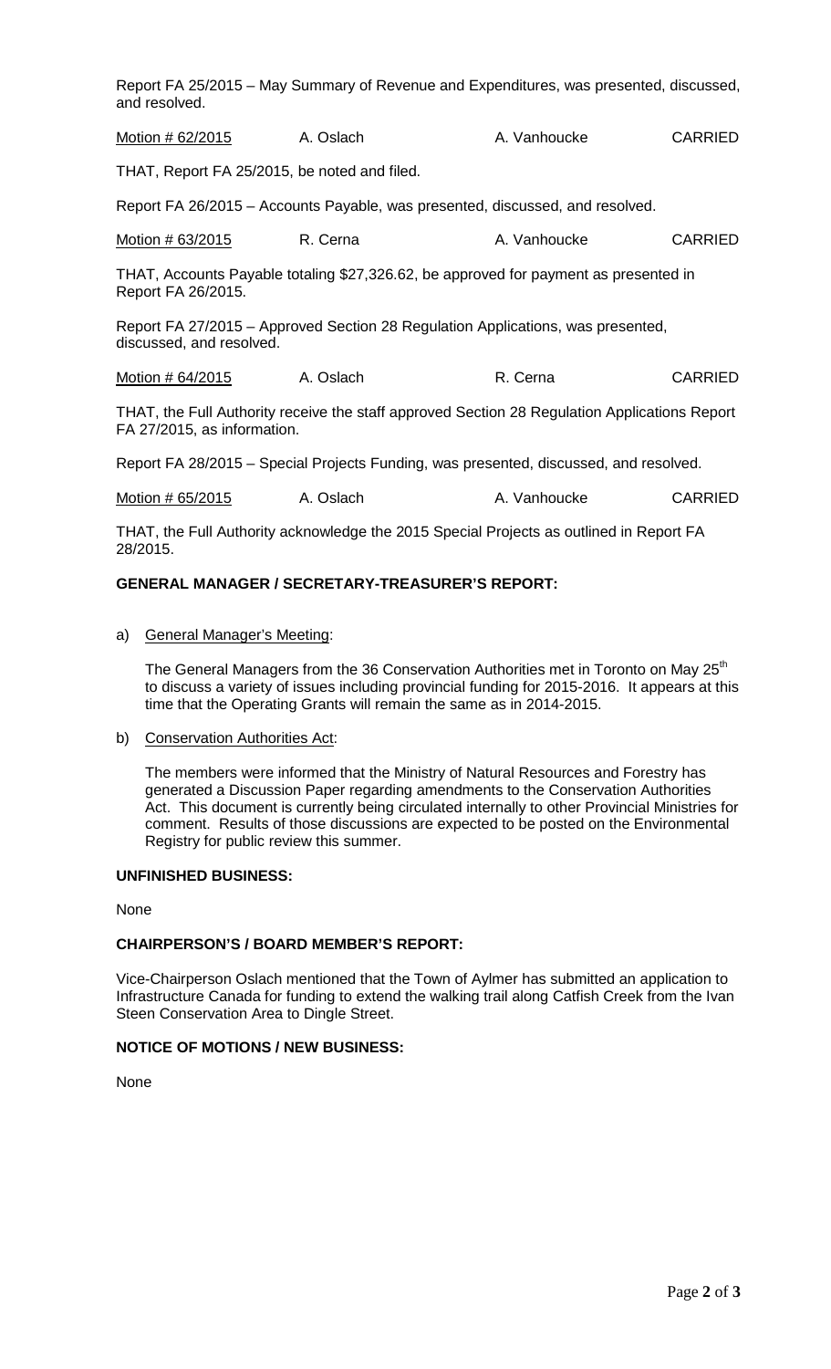Report FA 25/2015 – May Summary of Revenue and Expenditures, was presented, discussed, and resolved.

| Motion # 62/2015 | A. Oslach | A. Vanhoucke | CARRIED |
|---|---|---|---|

THAT, Report FA 25/2015, be noted and filed.

Report FA 26/2015 – Accounts Payable, was presented, discussed, and resolved.

| Motion # 63/2015 | R. Cerna | A. Vanhoucke | CARRIED |
|---|---|---|---|

THAT, Accounts Payable totaling $27,326.62, be approved for payment as presented in Report FA 26/2015.

Report FA 27/2015 – Approved Section 28 Regulation Applications, was presented, discussed, and resolved.

| Motion # 64/2015 | A. Oslach | R. Cerna | CARRIED |
|---|---|---|---|

THAT, the Full Authority receive the staff approved Section 28 Regulation Applications Report FA 27/2015, as information.

Report FA 28/2015 – Special Projects Funding, was presented, discussed, and resolved.

| Motion # 65/2015 | A. Oslach | A. Vanhoucke | CARRIED |
|---|---|---|---|

THAT, the Full Authority acknowledge the 2015 Special Projects as outlined in Report FA 28/2015.

**GENERAL MANAGER / SECRETARY-TREASURER'S REPORT:**

a) General Manager's Meeting:

The General Managers from the 36 Conservation Authorities met in Toronto on May 25th to discuss a variety of issues including provincial funding for 2015-2016. It appears at this time that the Operating Grants will remain the same as in 2014-2015.

b) Conservation Authorities Act:

The members were informed that the Ministry of Natural Resources and Forestry has generated a Discussion Paper regarding amendments to the Conservation Authorities Act. This document is currently being circulated internally to other Provincial Ministries for comment. Results of those discussions are expected to be posted on the Environmental Registry for public review this summer.

**UNFINISHED BUSINESS:**

None

**CHAIRPERSON'S / BOARD MEMBER'S REPORT:**

Vice-Chairperson Oslach mentioned that the Town of Aylmer has submitted an application to Infrastructure Canada for funding to extend the walking trail along Catfish Creek from the Ivan Steen Conservation Area to Dingle Street.

**NOTICE OF MOTIONS / NEW BUSINESS:**

None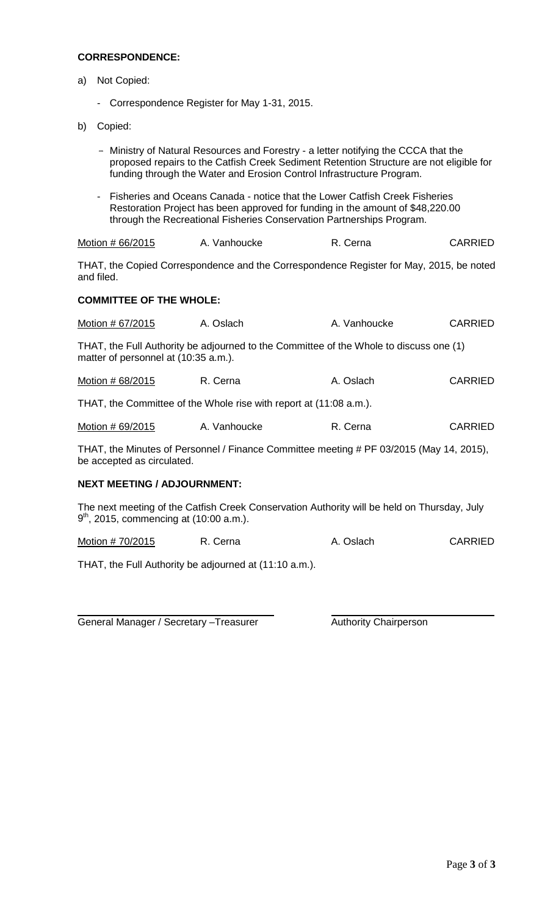**CORRESPONDENCE:**

a) Not Copied:

- Correspondence Register for May 1-31, 2015.

b) Copied:

- Ministry of Natural Resources and Forestry - a letter notifying the CCCA that the proposed repairs to the Catfish Creek Sediment Retention Structure are not eligible for funding through the Water and Erosion Control Infrastructure Program.

- Fisheries and Oceans Canada - notice that the Lower Catfish Creek Fisheries Restoration Project has been approved for funding in the amount of $48,220.00 through the Recreational Fisheries Conservation Partnerships Program.

| | | | |
|---|---|---|---|
| Motion # 66/2015 | A. Vanhoucke | R. Cerna | CARRIED |

THAT, the Copied Correspondence and the Correspondence Register for May, 2015, be noted and filed.

**COMMITTEE OF THE WHOLE:**

| | | | |
|---|---|---|---|
| Motion # 67/2015 | A. Oslach | A. Vanhoucke | CARRIED |

THAT, the Full Authority be adjourned to the Committee of the Whole to discuss one (1) matter of personnel at (10:35 a.m.).

| | | | |
|---|---|---|---|
| Motion # 68/2015 | R. Cerna | A. Oslach | CARRIED |

THAT, the Committee of the Whole rise with report at (11:08 a.m.).

| | | | |
|---|---|---|---|
| Motion # 69/2015 | A. Vanhoucke | R. Cerna | CARRIED |

THAT, the Minutes of Personnel / Finance Committee meeting # PF 03/2015 (May 14, 2015), be accepted as circulated.

**NEXT MEETING / ADJOURNMENT:**

The next meeting of the Catfish Creek Conservation Authority will be held on Thursday, July 9th, 2015, commencing at (10:00 a.m.).

| | | | |
|---|---|---|---|
| Motion # 70/2015 | R. Cerna | A. Oslach | CARRIED |

THAT, the Full Authority be adjourned at (11:10 a.m.).

General Manager / Secretary –Treasurer

Authority Chairperson